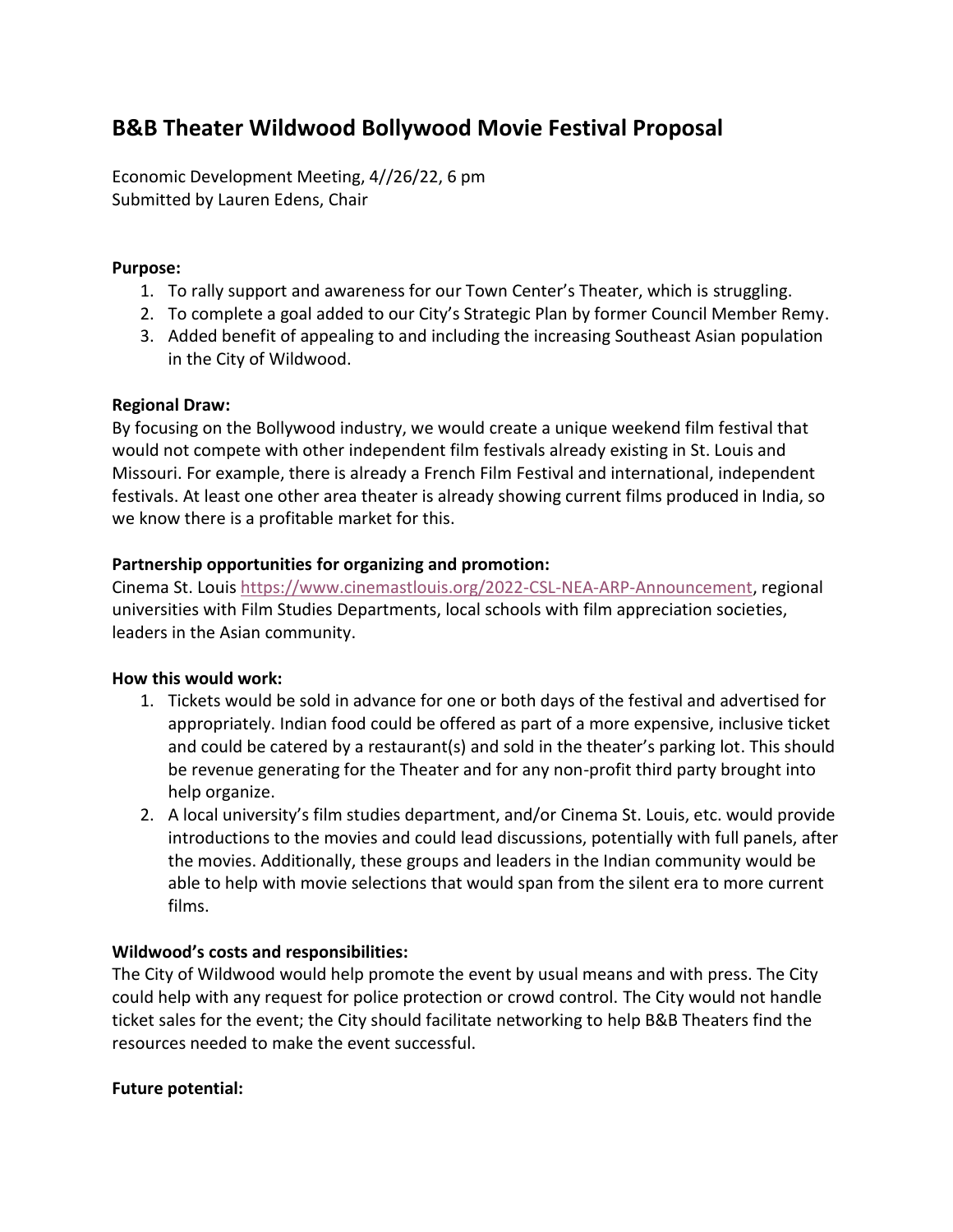# B&B Theater Wildwood Bollywood Movie Festival Proposal

Economic Development Meeting, 4//26/22, 6 pm
Submitted by Lauren Edens, Chair

**Purpose:**

1. To rally support and awareness for our Town Center's Theater, which is struggling.
2. To complete a goal added to our City's Strategic Plan by former Council Member Remy.
3. Added benefit of appealing to and including the increasing Southeast Asian population in the City of Wildwood.

**Regional Draw:**
By focusing on the Bollywood industry, we would create a unique weekend film festival that would not compete with other independent film festivals already existing in St. Louis and Missouri. For example, there is already a French Film Festival and international, independent festivals. At least one other area theater is already showing current films produced in India, so we know there is a profitable market for this.

**Partnership opportunities for organizing and promotion:**
Cinema St. Louis https://www.cinemastlouis.org/2022-CSL-NEA-ARP-Announcement, regional universities with Film Studies Departments, local schools with film appreciation societies, leaders in the Asian community.

**How this would work:**

1. Tickets would be sold in advance for one or both days of the festival and advertised for appropriately. Indian food could be offered as part of a more expensive, inclusive ticket and could be catered by a restaurant(s) and sold in the theater's parking lot. This should be revenue generating for the Theater and for any non-profit third party brought into help organize.
2. A local university's film studies department, and/or Cinema St. Louis, etc. would provide introductions to the movies and could lead discussions, potentially with full panels, after the movies. Additionally, these groups and leaders in the Indian community would be able to help with movie selections that would span from the silent era to more current films.

**Wildwood's costs and responsibilities:**
The City of Wildwood would help promote the event by usual means and with press. The City could help with any request for police protection or crowd control. The City would not handle ticket sales for the event; the City should facilitate networking to help B&B Theaters find the resources needed to make the event successful.

**Future potential:**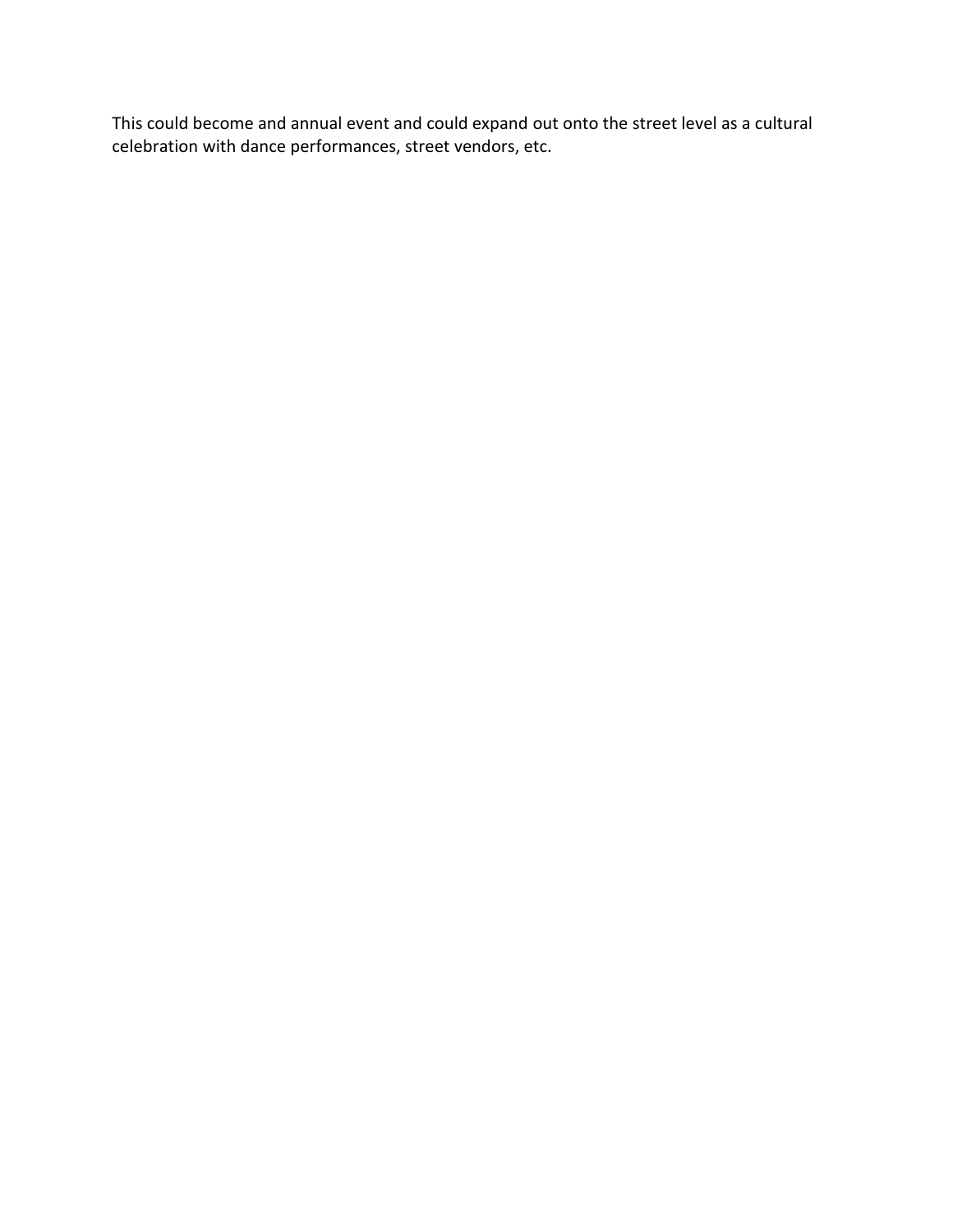This could become and annual event and could expand out onto the street level as a cultural celebration with dance performances, street vendors, etc.